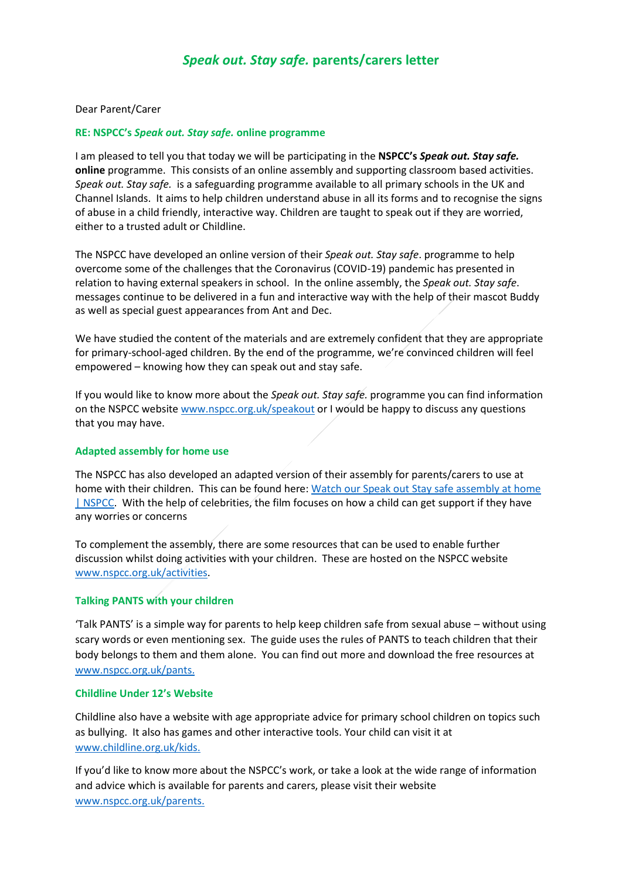# *Speak out. Stay safe.* parents/carers letter

Dear Parent/Carer

### RE: NSPCC's *Speak out. Stay safe.* online programme

I am pleased to tell you that today we will be participating in the **NSPCC's *Speak out. Stay safe.* online** programme. This consists of an online assembly and supporting classroom based activities. *Speak out. Stay safe.* is a safeguarding programme available to all primary schools in the UK and Channel Islands. It aims to help children understand abuse in all its forms and to recognise the signs of abuse in a child friendly, interactive way. Children are taught to speak out if they are worried, either to a trusted adult or Childline.

The NSPCC have developed an online version of their *Speak out. Stay safe*. programme to help overcome some of the challenges that the Coronavirus (COVID-19) pandemic has presented in relation to having external speakers in school. In the online assembly, the *Speak out. Stay safe*. messages continue to be delivered in a fun and interactive way with the help of their mascot Buddy as well as special guest appearances from Ant and Dec.

We have studied the content of the materials and are extremely confident that they are appropriate for primary-school-aged children. By the end of the programme, we're convinced children will feel empowered – knowing how they can speak out and stay safe.

If you would like to know more about the *Speak out. Stay safe.* programme you can find information on the NSPCC website www.nspcc.org.uk/speakout or I would be happy to discuss any questions that you may have.

### Adapted assembly for home use

The NSPCC has also developed an adapted version of their assembly for parents/carers to use at home with their children. This can be found here: Watch our Speak out Stay safe assembly at home | NSPCC. With the help of celebrities, the film focuses on how a child can get support if they have any worries or concerns

To complement the assembly, there are some resources that can be used to enable further discussion whilst doing activities with your children. These are hosted on the NSPCC website www.nspcc.org.uk/activities.

### Talking PANTS with your children

'Talk PANTS' is a simple way for parents to help keep children safe from sexual abuse – without using scary words or even mentioning sex. The guide uses the rules of PANTS to teach children that their body belongs to them and them alone. You can find out more and download the free resources at www.nspcc.org.uk/pants.

### Childline Under 12's Website

Childline also have a website with age appropriate advice for primary school children on topics such as bullying. It also has games and other interactive tools. Your child can visit it at www.childline.org.uk/kids.

If you'd like to know more about the NSPCC's work, or take a look at the wide range of information and advice which is available for parents and carers, please visit their website www.nspcc.org.uk/parents.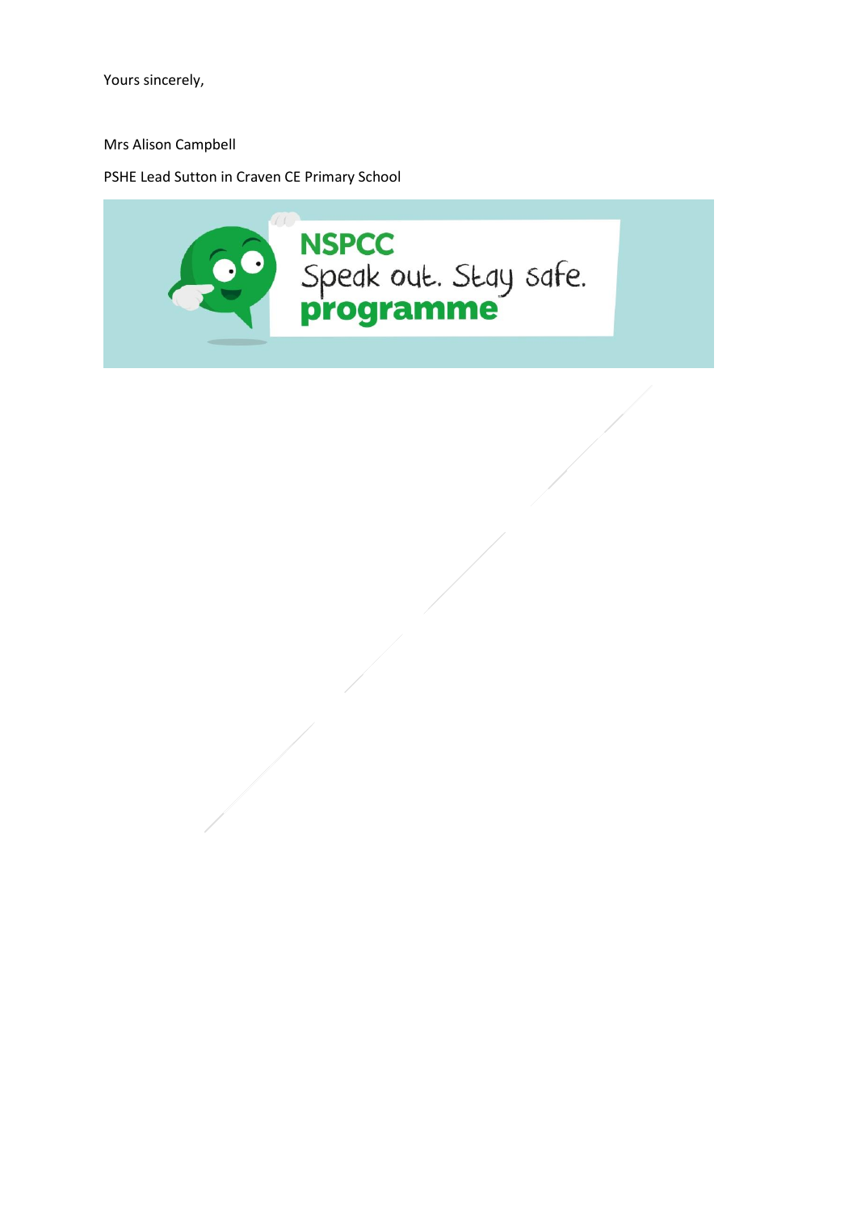Yours sincerely,

Mrs Alison Campbell

PSHE Lead Sutton in Craven CE Primary School

**NSPCC**
Speak out. Stay safe.
**programme**